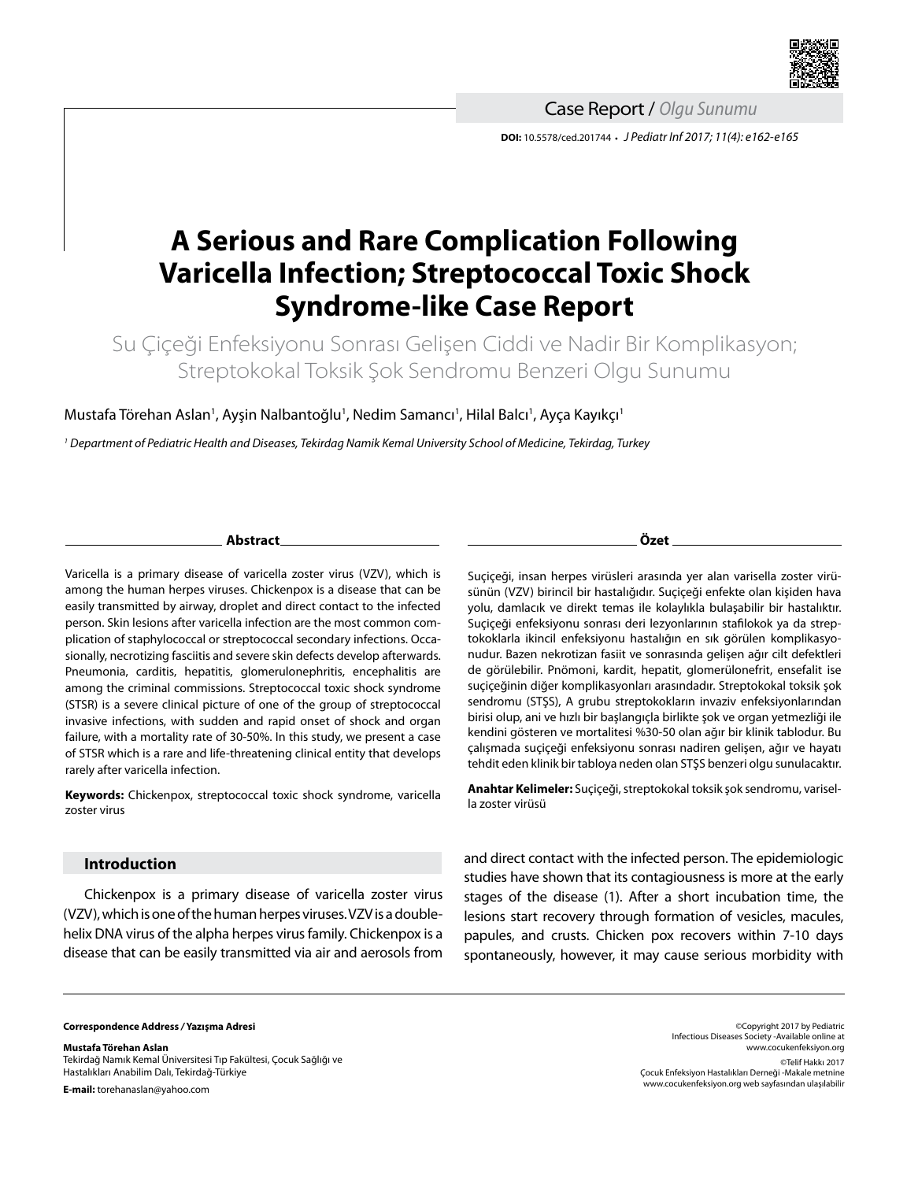Case Report / *Olgu Sunumu*

**DOI:** 10.5578/ced.201744 • *J Pediatr Inf 2017; 11(4): e162-e165*

# A Serious and Rare Complication Following Varicella Infection; Streptococcal Toxic Shock Syndrome-like Case Report

## Su Çiçeği Enfeksiyonu Sonrası Gelişen Ciddi ve Nadir Bir Komplikasyon; Streptokokal Toksik Şok Sendromu Benzeri Olgu Sunumu

Mustafa Törehan Aslan[1], Ayşin Nalbantoğlu[1], Nedim Samancı[1], Hilal Balcı[1], Ayça Kayıkçı[1]

[1] *Department of Pediatric Health and Diseases, Tekirdag Namik Kemal University School of Medicine, Tekirdag, Turkey*

### Abstract

Varicella is a primary disease of varicella zoster virus (VZV), which is among the human herpes viruses. Chickenpox is a disease that can be easily transmitted by airway, droplet and direct contact to the infected person. Skin lesions after varicella infection are the most common complication of staphylococcal or streptococcal secondary infections. Occasionally, necrotizing fasciitis and severe skin defects develop afterwards. Pneumonia, carditis, hepatitis, glomerulonephritis, encephalitis are among the criminal commissions. Streptococcal toxic shock syndrome (STSR) is a severe clinical picture of one of the group of streptococcal invasive infections, with sudden and rapid onset of shock and organ failure, with a mortality rate of 30-50%. In this study, we present a case of STSR which is a rare and life-threatening clinical entity that develops rarely after varicella infection.

**Keywords:** Chickenpox, streptococcal toxic shock syndrome, varicella zoster virus

### Özet

Suçiçeği, insan herpes virüsleri arasında yer alan varisella zoster virüsünün (VZV) birincil bir hastalığıdır. Suçiçeği enfekte olan kişiden hava yolu, damlacık ve direkt temas ile kolaylıkla bulaşabilir bir hastalıktır. Suçiçeği enfeksiyonu sonrası deri lezyonlarının stafilokok ya da streptokoklarla ikincil enfeksiyonu hastalığın en sık görülen komplikasyonudur. Bazen nekrotizan fasiit ve sonrasında gelişen ağır cilt defektleri de görülebilir. Pnömoni, kardit, hepatit, glomerülonefrit, ensefalit ise suçiçeğinin diğer komplikasyonları arasındadır. Streptokokal toksik şok sendromu (STŞS), A grubu streptokokların invaziv enfeksiyonlarından birisi olup, ani ve hızlı bir başlangıçla birlikte şok ve organ yetmezliği ile kendini gösteren ve mortalitesi %30-50 olan ağır bir klinik tablodur. Bu çalışmada suçiçeği enfeksiyonu sonrası nadiren gelişen, ağır ve hayatı tehdit eden klinik bir tabloya neden olan STŞS benzeri olgu sunulacaktır.

**Anahtar Kelimeler:** Suçiçeği, streptokokal toksik şok sendromu, varisella zoster virüsü

## Introduction

Chickenpox is a primary disease of varicella zoster virus (VZV), which is one of the human herpes viruses. VZV is a double-helix DNA virus of the alpha herpes virus family. Chickenpox is a disease that can be easily transmitted via air and aerosols from and direct contact with the infected person. The epidemiologic studies have shown that its contagiousness is more at the early stages of the disease (1). After a short incubation time, the lesions start recovery through formation of vesicles, macules, papules, and crusts. Chicken pox recovers within 7-10 days spontaneously, however, it may cause serious morbidity with

**Correspondence Address / Yazışma Adresi**

**Mustafa Törehan Aslan**
Tekirdağ Namık Kemal Üniversitesi Tıp Fakültesi, Çocuk Sağlığı ve Hastalıkları Anabilim Dalı, Tekirdağ-Türkiye

**E-mail:** torehanaslan@yahoo.com

©Copyright 2017 by Pediatric Infectious Diseases Society -Available online at www.cocukenfeksiyon.org

©Telif Hakkı 2017 Çocuk Enfeksiyon Hastalıkları Derneği -Makale metnine www.cocukenfeksiyon.org web sayfasından ulaşılabilir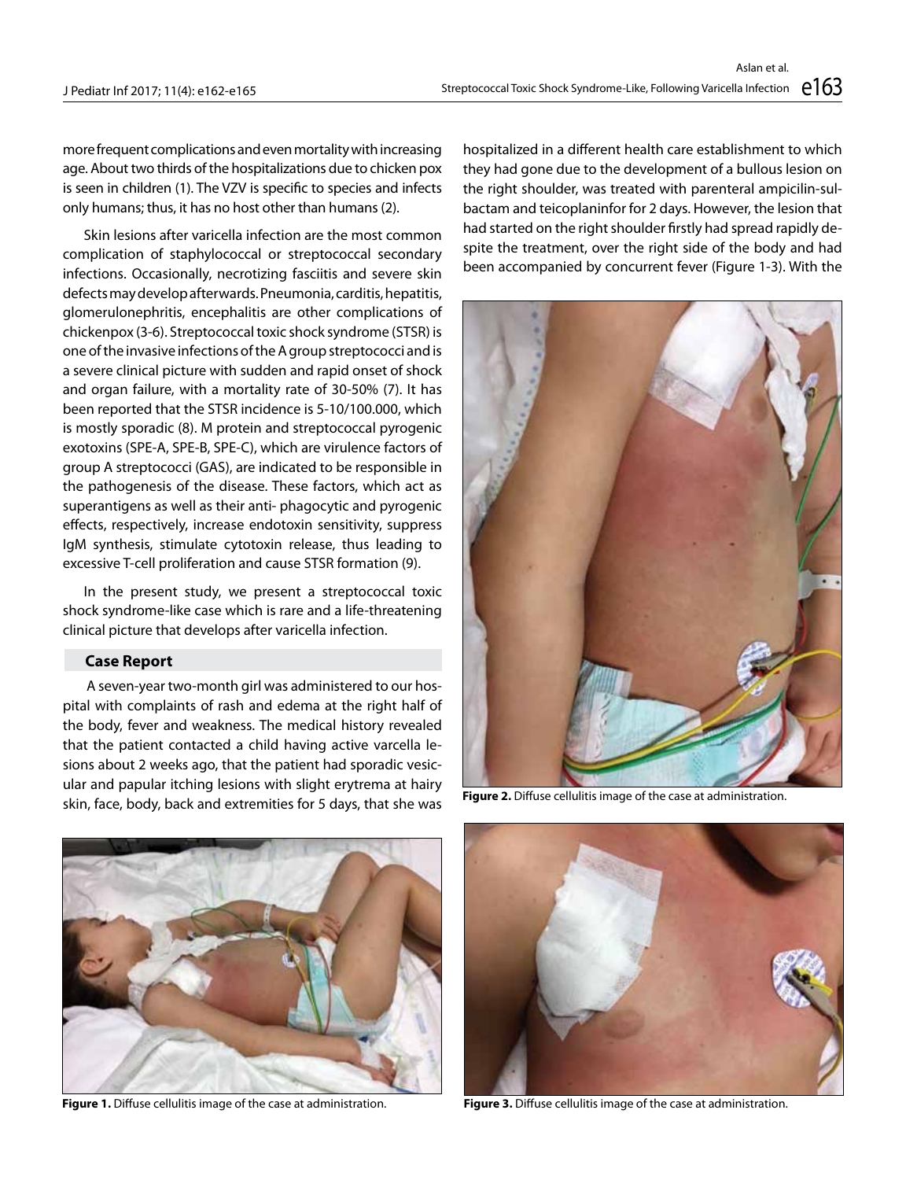more frequent complications and even mortality with increasing age. About two thirds of the hospitalizations due to chicken pox is seen in children (1). The VZV is specific to species and infects only humans; thus, it has no host other than humans (2).

Skin lesions after varicella infection are the most common complication of staphylococcal or streptococcal secondary infections. Occasionally, necrotizing fasciitis and severe skin defects may develop afterwards. Pneumonia, carditis, hepatitis, glomerulonephritis, encephalitis are other complications of chickenpox (3-6). Streptococcal toxic shock syndrome (STSR) is one of the invasive infections of the A group streptococci and is a severe clinical picture with sudden and rapid onset of shock and organ failure, with a mortality rate of 30-50% (7). It has been reported that the STSR incidence is 5-10/100.000, which is mostly sporadic (8). M protein and streptococcal pyrogenic exotoxins (SPE-A, SPE-B, SPE-C), which are virulence factors of group A streptococci (GAS), are indicated to be responsible in the pathogenesis of the disease. These factors, which act as superantigens as well as their anti- phagocytic and pyrogenic effects, respectively, increase endotoxin sensitivity, suppress IgM synthesis, stimulate cytotoxin release, thus leading to excessive T-cell proliferation and cause STSR formation (9).

In the present study, we present a streptococcal toxic shock syndrome-like case which is rare and a life-threatening clinical picture that develops after varicella infection.

## Case Report

A seven-year two-month girl was administered to our hospital with complaints of rash and edema at the right half of the body, fever and weakness. The medical history revealed that the patient contacted a child having active varcella lesions about 2 weeks ago, that the patient had sporadic vesicular and papular itching lesions with slight erytrema at hairy skin, face, body, back and extremities for 5 days, that she was hospitalized in a different health care establishment to which they had gone due to the development of a bullous lesion on the right shoulder, was treated with parenteral ampicilin-sulbactam and teicoplaninfor for 2 days. However, the lesion that had started on the right shoulder firstly had spread rapidly despite the treatment, over the right side of the body and had been accompanied by concurrent fever (Figure 1-3). With the

**Figure 2.** Diffuse cellulitis image of the case at administration.

**Figure 1.** Diffuse cellulitis image of the case at administration.

**Figure 3.** Diffuse cellulitis image of the case at administration.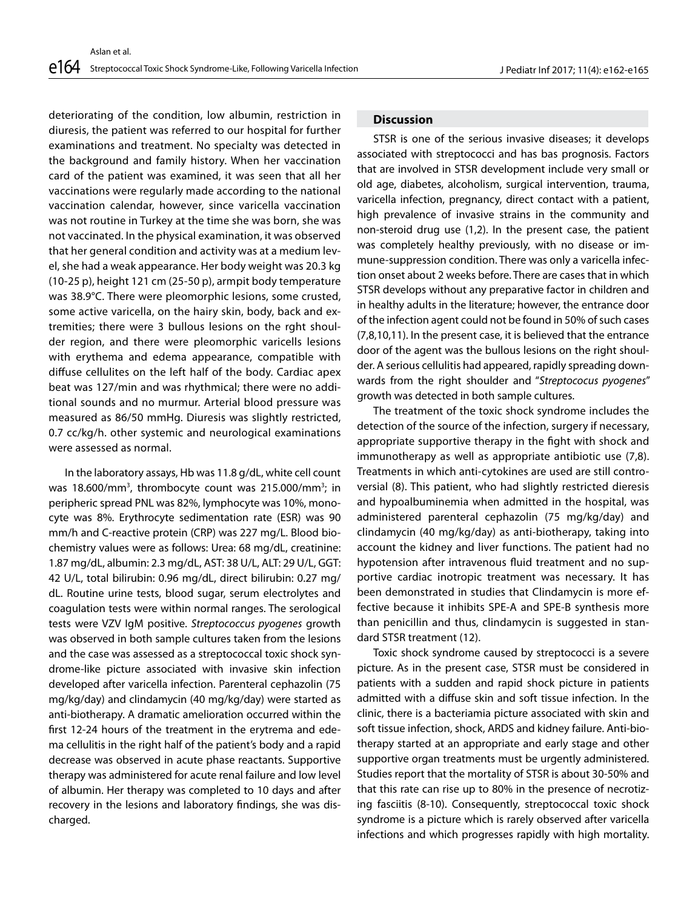deteriorating of the condition, low albumin, restriction in diuresis, the patient was referred to our hospital for further examinations and treatment. No specialty was detected in the background and family history. When her vaccination card of the patient was examined, it was seen that all her vaccinations were regularly made according to the national vaccination calendar, however, since varicella vaccination was not routine in Turkey at the time she was born, she was not vaccinated. In the physical examination, it was observed that her general condition and activity was at a medium level, she had a weak appearance. Her body weight was 20.3 kg (10-25 p), height 121 cm (25-50 p), armpit body temperature was 38.9°C. There were pleomorphic lesions, some crusted, some active varicella, on the hairy skin, body, back and extremities; there were 3 bullous lesions on the rght shoulder region, and there were pleomorphic varicells lesions with erythema and edema appearance, compatible with diffuse cellulites on the left half of the body. Cardiac apex beat was 127/min and was rhythmical; there were no additional sounds and no murmur. Arterial blood pressure was measured as 86/50 mmHg. Diuresis was slightly restricted, 0.7 cc/kg/h. other systemic and neurological examinations were assessed as normal.

In the laboratory assays, Hb was 11.8 g/dL, white cell count was 18.600/mm$^3$, thrombocyte count was 215.000/mm$^3$; in peripheric spread PNL was 82%, lymphocyte was 10%, monocyte was 8%. Erythrocyte sedimentation rate (ESR) was 90 mm/h and C-reactive protein (CRP) was 227 mg/L. Blood biochemistry values were as follows: Urea: 68 mg/dL, creatinine: 1.87 mg/dL, albumin: 2.3 mg/dL, AST: 38 U/L, ALT: 29 U/L, GGT: 42 U/L, total bilirubin: 0.96 mg/dL, direct bilirubin: 0.27 mg/dL. Routine urine tests, blood sugar, serum electrolytes and coagulation tests were within normal ranges. The serological tests were VZV IgM positive. *Streptococcus pyogenes* growth was observed in both sample cultures taken from the lesions and the case was assessed as a streptococcal toxic shock syndrome-like picture associated with invasive skin infection developed after varicella infection. Parenteral cephazolin (75 mg/kg/day) and clindamycin (40 mg/kg/day) were started as anti-biotherapy. A dramatic amelioration occurred within the first 12-24 hours of the treatment in the erytrema and edema cellulitis in the right half of the patient's body and a rapid decrease was observed in acute phase reactants. Supportive therapy was administered for acute renal failure and low level of albumin. Her therapy was completed to 10 days and after recovery in the lesions and laboratory findings, she was discharged.

## Discussion

STSR is one of the serious invasive diseases; it develops associated with streptococci and has bas prognosis. Factors that are involved in STSR development include very small or old age, diabetes, alcoholism, surgical intervention, trauma, varicella infection, pregnancy, direct contact with a patient, high prevalence of invasive strains in the community and non-steroid drug use (1,2). In the present case, the patient was completely healthy previously, with no disease or immune-suppression condition. There was only a varicella infection onset about 2 weeks before. There are cases that in which STSR develops without any preparative factor in children and in healthy adults in the literature; however, the entrance door of the infection agent could not be found in 50% of such cases (7,8,10,11). In the present case, it is believed that the entrance door of the agent was the bullous lesions on the right shoulder. A serious cellulitis had appeared, rapidly spreading downwards from the right shoulder and "*Streptococus pyogenes*" growth was detected in both sample cultures.

The treatment of the toxic shock syndrome includes the detection of the source of the infection, surgery if necessary, appropriate supportive therapy in the fight with shock and immunotherapy as well as appropriate antibiotic use (7,8). Treatments in which anti-cytokines are used are still controversial (8). This patient, who had slightly restricted dieresis and hypoalbuminemia when admitted in the hospital, was administered parenteral cephazolin (75 mg/kg/day) and clindamycin (40 mg/kg/day) as anti-biotherapy, taking into account the kidney and liver functions. The patient had no hypotension after intravenous fluid treatment and no supportive cardiac inotropic treatment was necessary. It has been demonstrated in studies that Clindamycin is more effective because it inhibits SPE-A and SPE-B synthesis more than penicillin and thus, clindamycin is suggested in standard STSR treatment (12).

Toxic shock syndrome caused by streptococci is a severe picture. As in the present case, STSR must be considered in patients with a sudden and rapid shock picture in patients admitted with a diffuse skin and soft tissue infection. In the clinic, there is a bacteriamia picture associated with skin and soft tissue infection, shock, ARDS and kidney failure. Anti-biotherapy started at an appropriate and early stage and other supportive organ treatments must be urgently administered. Studies report that the mortality of STSR is about 30-50% and that this rate can rise up to 80% in the presence of necrotizing fasciitis (8-10). Consequently, streptococcal toxic shock syndrome is a picture which is rarely observed after varicella infections and which progresses rapidly with high mortality.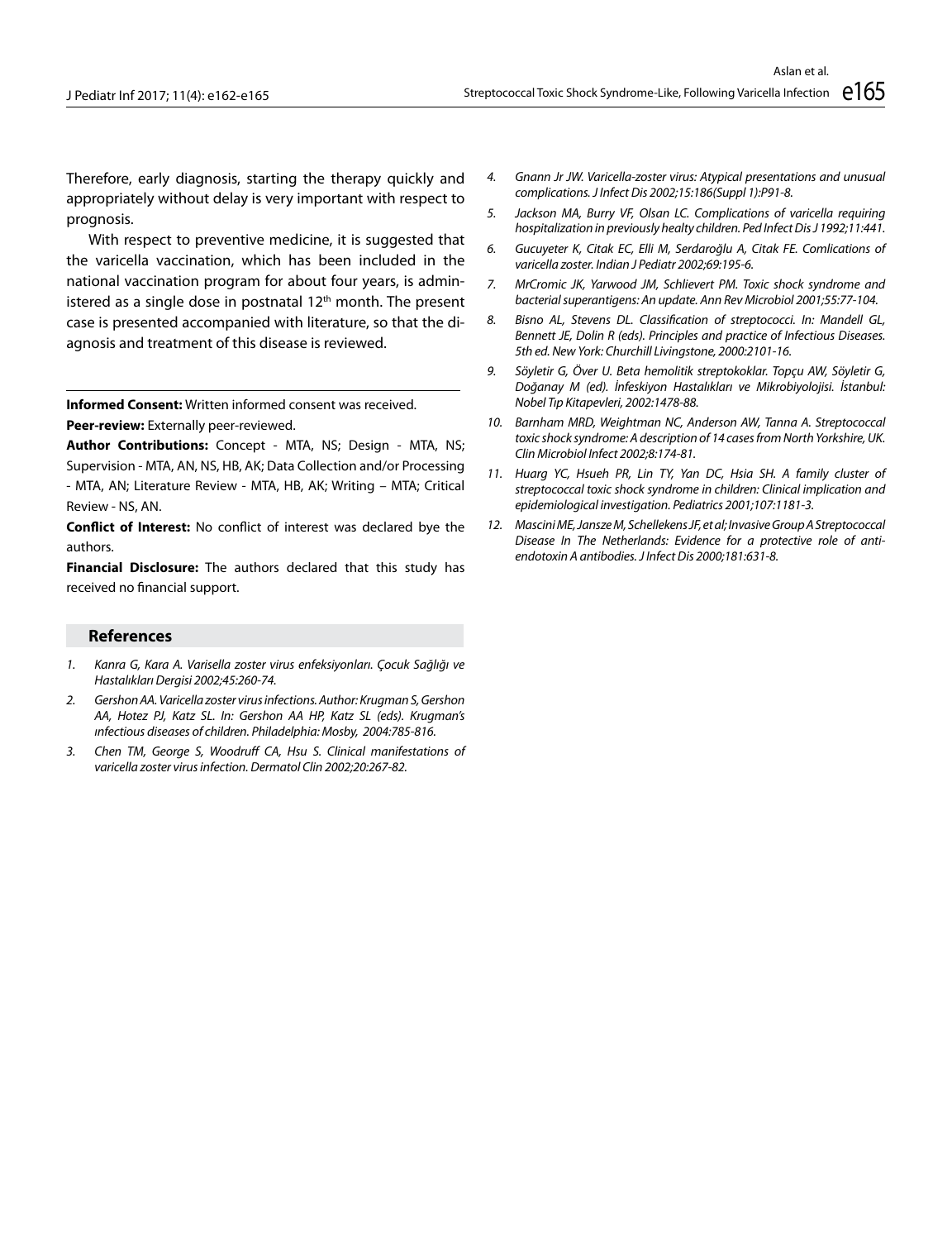Therefore, early diagnosis, starting the therapy quickly and appropriately without delay is very important with respect to prognosis.

With respect to preventive medicine, it is suggested that the varicella vaccination, which has been included in the national vaccination program for about four years, is administered as a single dose in postnatal 12th month. The present case is presented accompanied with literature, so that the diagnosis and treatment of this disease is reviewed.

**Informed Consent:** Written informed consent was received.

**Peer-review:** Externally peer-reviewed.

**Author Contributions:** Concept - MTA, NS; Design - MTA, NS; Supervision - MTA, AN, NS, HB, AK; Data Collection and/or Processing - MTA, AN; Literature Review - MTA, HB, AK; Writing – MTA; Critical Review - NS, AN.

**Conflict of Interest:** No conflict of interest was declared bye the authors.

**Financial Disclosure:** The authors declared that this study has received no financial support.

## References

1. *Kanra G, Kara A. Varisella zoster virus enfeksiyonları. Çocuk Sağlığı ve Hastalıkları Dergisi 2002;45:260-74.*
2. *Gershon AA. Varicella zoster virus infections. Author: Krugman S, Gershon AA, Hotez PJ, Katz SL. In: Gershon AA HP, Katz SL (eds). Krugman's ınfectious diseases of children. Philadelphia: Mosby, 2004:785-816.*
3. *Chen TM, George S, Woodruff CA, Hsu S. Clinical manifestations of varicella zoster virus infection. Dermatol Clin 2002;20:267-82.*
4. *Gnann Jr JW. Varicella-zoster virus: Atypical presentations and unusual complications. J Infect Dis 2002;15:186(Suppl 1):P91-8.*
5. *Jackson MA, Burry VF, Olsan LC. Complications of varicella requiring hospitalization in previously healty children. Ped Infect Dis J 1992;11:441.*
6. *Gucuyeter K, Citak EC, Elli M, Serdaroğlu A, Citak FE. Comlications of varicella zoster. Indian J Pediatr 2002;69:195-6.*
7. *MrCromic JK, Yarwood JM, Schlievert PM. Toxic shock syndrome and bacterial superantigens: An update. Ann Rev Microbiol 2001;55:77-104.*
8. *Bisno AL, Stevens DL. Classification of streptococci. In: Mandell GL, Bennett JE, Dolin R (eds). Principles and practice of Infectious Diseases. 5th ed. New York: Churchill Livingstone, 2000:2101-16.*
9. *Söyletir G, Över U. Beta hemolitik streptokoklar. Topçu AW, Söyletir G, Doğanay M (ed). İnfeskiyon Hastalıkları ve Mikrobiyolojisi. İstanbul: Nobel Tıp Kitapevleri, 2002:1478-88.*
10. *Barnham MRD, Weightman NC, Anderson AW, Tanna A. Streptococcal toxic shock syndrome: A description of 14 cases from North Yorkshire, UK. Clin Microbiol Infect 2002;8:174-81.*
11. *Huarg YC, Hsueh PR, Lin TY, Yan DC, Hsia SH. A family cluster of streptococcal toxic shock syndrome in children: Clinical implication and epidemiological investigation. Pediatrics 2001;107:1181-3.*
12. *Mascini ME, Jansze M, Schellekens JF, et al; Invasive Group A Streptococcal Disease In The Netherlands: Evidence for a protective role of anti-endotoxin A antibodies. J Infect Dis 2000;181:631-8.*